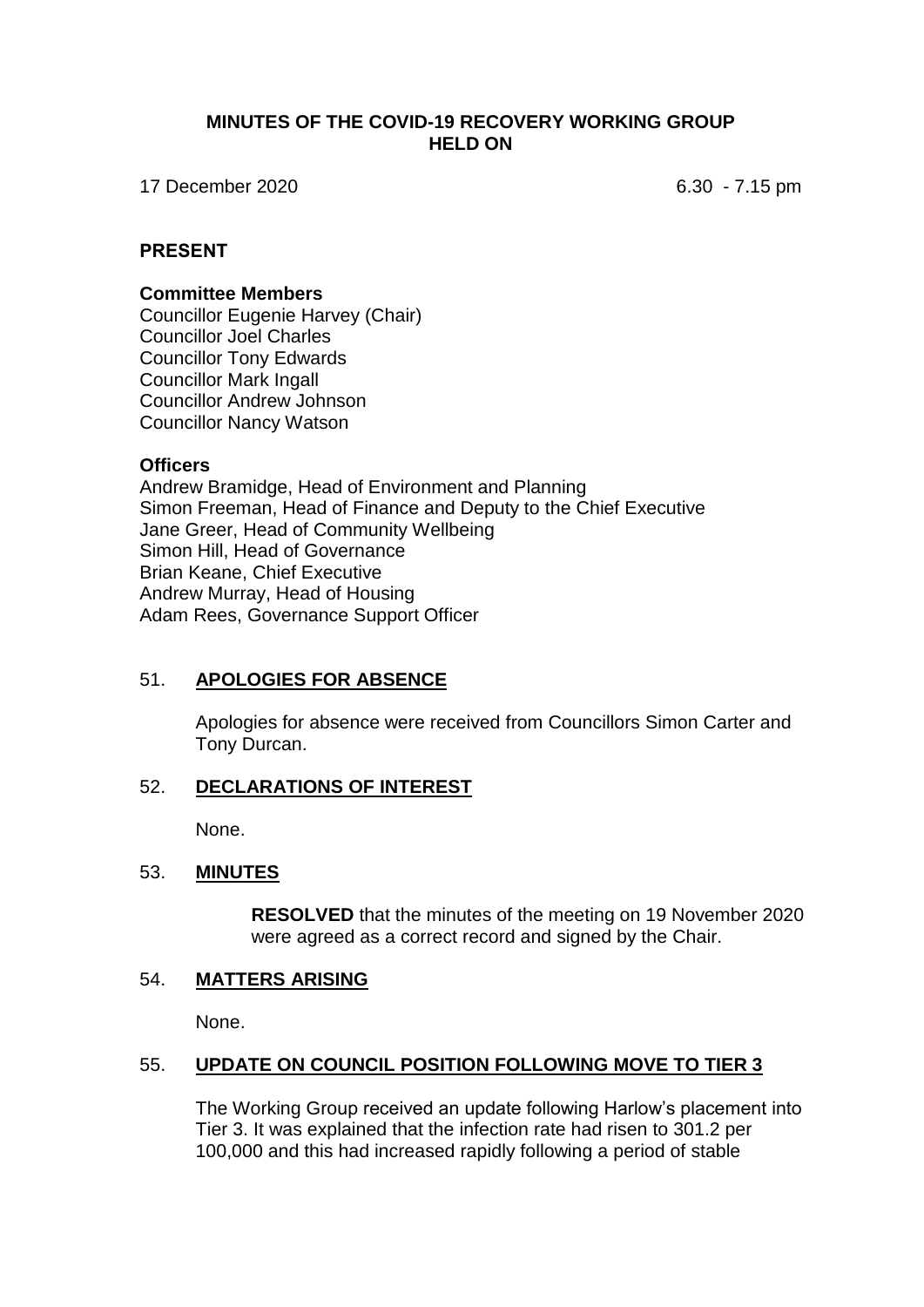# MINUTES OF THE COVID-19 RECOVERY WORKING GROUP HELD ON

17 December 2020 6.30 - 7.15 pm

## PRESENT

### Committee Members

Councillor Eugenie Harvey (Chair)
Councillor Joel Charles
Councillor Tony Edwards
Councillor Mark Ingall
Councillor Andrew Johnson
Councillor Nancy Watson

### Officers

Andrew Bramidge, Head of Environment and Planning
Simon Freeman, Head of Finance and Deputy to the Chief Executive
Jane Greer, Head of Community Wellbeing
Simon Hill, Head of Governance
Brian Keane, Chief Executive
Andrew Murray, Head of Housing
Adam Rees, Governance Support Officer

## 51. APOLOGIES FOR ABSENCE

Apologies for absence were received from Councillors Simon Carter and Tony Durcan.

## 52. DECLARATIONS OF INTEREST

None.

## 53. MINUTES

**RESOLVED** that the minutes of the meeting on 19 November 2020 were agreed as a correct record and signed by the Chair.

## 54. MATTERS ARISING

None.

## 55. UPDATE ON COUNCIL POSITION FOLLOWING MOVE TO TIER 3

The Working Group received an update following Harlow's placement into Tier 3. It was explained that the infection rate had risen to 301.2 per 100,000 and this had increased rapidly following a period of stable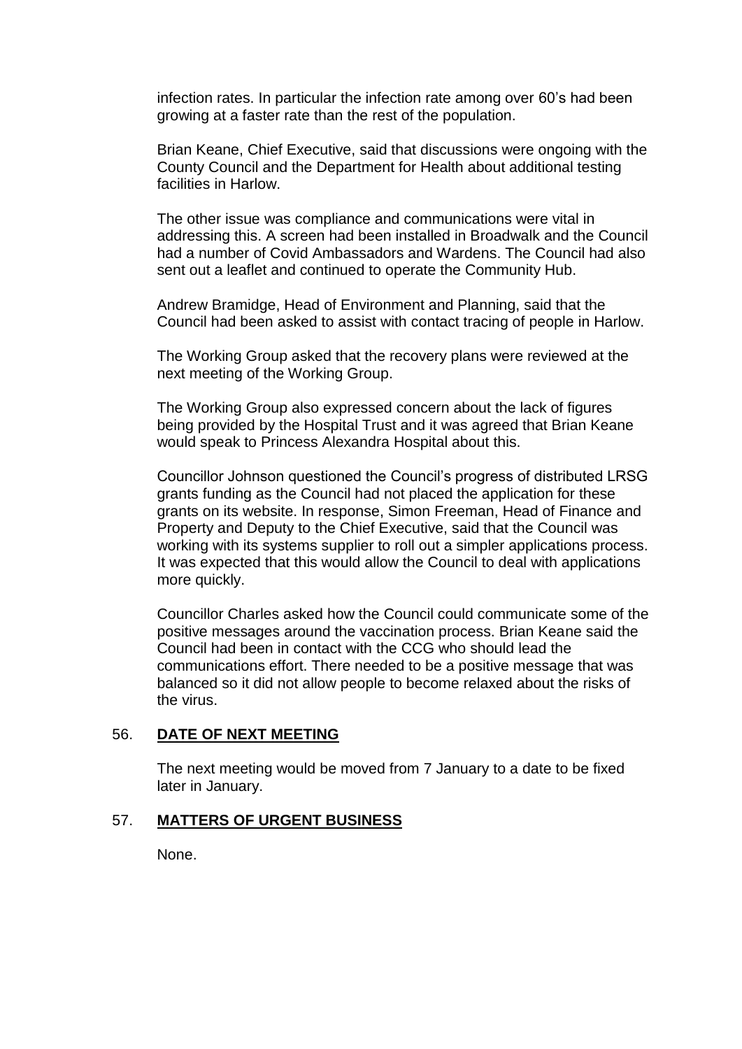infection rates. In particular the infection rate among over 60's had been growing at a faster rate than the rest of the population.

Brian Keane, Chief Executive, said that discussions were ongoing with the County Council and the Department for Health about additional testing facilities in Harlow.

The other issue was compliance and communications were vital in addressing this. A screen had been installed in Broadwalk and the Council had a number of Covid Ambassadors and Wardens. The Council had also sent out a leaflet and continued to operate the Community Hub.

Andrew Bramidge, Head of Environment and Planning, said that the Council had been asked to assist with contact tracing of people in Harlow.

The Working Group asked that the recovery plans were reviewed at the next meeting of the Working Group.

The Working Group also expressed concern about the lack of figures being provided by the Hospital Trust and it was agreed that Brian Keane would speak to Princess Alexandra Hospital about this.

Councillor Johnson questioned the Council's progress of distributed LRSG grants funding as the Council had not placed the application for these grants on its website. In response, Simon Freeman, Head of Finance and Property and Deputy to the Chief Executive, said that the Council was working with its systems supplier to roll out a simpler applications process. It was expected that this would allow the Council to deal with applications more quickly.

Councillor Charles asked how the Council could communicate some of the positive messages around the vaccination process. Brian Keane said the Council had been in contact with the CCG who should lead the communications effort. There needed to be a positive message that was balanced so it did not allow people to become relaxed about the risks of the virus.

56. **DATE OF NEXT MEETING**

The next meeting would be moved from 7 January to a date to be fixed later in January.

57. **MATTERS OF URGENT BUSINESS**

None.